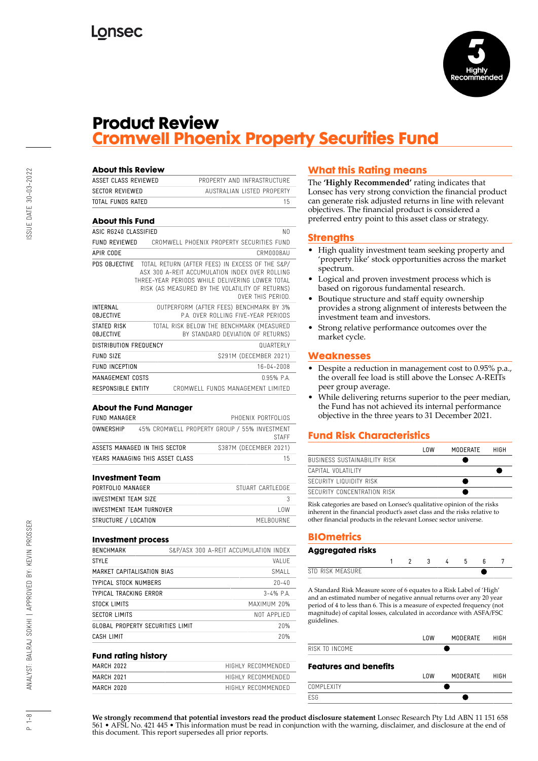Lonsec

5 Highly Recommended

# Product Review
## Cromwell Phoenix Property Securities Fund

### About this Review

| | |
|---|---|
| ASSET CLASS REVIEWED | PROPERTY AND INFRASTRUCTURE |
| SECTOR REVIEWED | AUSTRALIAN LISTED PROPERTY |
| TOTAL FUNDS RATED | 15 |

### About this Fund

| | |
|---|---|
| ASIC RG240 CLASSIFIED | NO |
| FUND REVIEWED | CROMWELL PHOENIX PROPERTY SECURITIES FUND |
| APIR CODE | CRM0008AU |
| PDS OBJECTIVE | TOTAL RETURN (AFTER FEES) IN EXCESS OF THE S&P/ ASX 300 A-REIT ACCUMULATION INDEX OVER ROLLING THREE-YEAR PERIODS WHILE DELIVERING LOWER TOTAL RISK (AS MEASURED BY THE VOLATILITY OF RETURNS) OVER THIS PERIOD. |
| INTERNAL OBJECTIVE | OUTPERFORM (AFTER FEES) BENCHMARK BY 3% P.A. OVER ROLLING FIVE-YEAR PERIODS |
| STATED RISK OBJECTIVE | TOTAL RISK BELOW THE BENCHMARK (MEASURED BY STANDARD DEVIATION OF RETURNS) |
| DISTRIBUTION FREQUENCY | QUARTERLY |
| FUND SIZE | $291M (DECEMBER 2021) |
| FUND INCEPTION | 16-04-2008 |
| MANAGEMENT COSTS | 0.95% P.A. |
| RESPONSIBLE ENTITY | CROMWELL FUNDS MANAGEMENT LIMITED |

### About the Fund Manager

| | |
|---|---|
| FUND MANAGER | PHOENIX PORTFOLIOS |
| OWNERSHIP | 45% CROMWELL PROPERTY GROUP / 55% INVESTMENT STAFF |
| ASSETS MANAGED IN THIS SECTOR | $387M (DECEMBER 2021) |
| YEARS MANAGING THIS ASSET CLASS | 15 |

### Investment Team

| | |
|---|---|
| PORTFOLIO MANAGER | STUART CARTLEDGE |
| INVESTMENT TEAM SIZE | 3 |
| INVESTMENT TEAM TURNOVER | LOW |
| STRUCTURE / LOCATION | MELBOURNE |

### Investment process

| | |
|---|---|
| BENCHMARK | S&P/ASX 300 A-REIT ACCUMULATION INDEX |
| STYLE | VALUE |
| MARKET CAPITALISATION BIAS | SMALL |
| TYPICAL STOCK NUMBERS | 20-40 |
| TYPICAL TRACKING ERROR | 3-4% P.A. |
| STOCK LIMITS | MAXIMUM 20% |
| SECTOR LIMITS | NOT APPLIED |
| GLOBAL PROPERTY SECURITIES LIMIT | 20% |
| CASH LIMIT | 20% |

### Fund rating history

| | |
|---|---|
| MARCH 2022 | HIGHLY RECOMMENDED |
| MARCH 2021 | HIGHLY RECOMMENDED |
| MARCH 2020 | HIGHLY RECOMMENDED |

## What this Rating means

The **'Highly Recommended'** rating indicates that Lonsec has very strong conviction the financial product can generate risk adjusted returns in line with relevant objectives. The financial product is considered a preferred entry point to this asset class or strategy.

## Strengths

- High quality investment team seeking property and 'property like' stock opportunities across the market spectrum.
- Logical and proven investment process which is based on rigorous fundamental research.
- Boutique structure and staff equity ownership provides a strong alignment of interests between the investment team and investors.
- Strong relative performance outcomes over the market cycle.

## Weaknesses

- Despite a reduction in management cost to 0.95% p.a., the overall fee load is still above the Lonsec A-REITs peer group average.
- While delivering returns superior to the peer median, the Fund has not achieved its internal performance objective in the three years to 31 December 2021.

## Fund Risk Characteristics

| | LOW | MODERATE | HIGH |
|---|---|---|---|
| BUSINESS SUSTAINABILITY RISK | | ● | |
| CAPITAL VOLATILITY | | | ● |
| SECURITY LIQUIDITY RISK | | ● | |
| SECURITY CONCENTRATION RISK | | ● | |

Risk categories are based on Lonsec's qualitative opinion of the risks inherent in the financial product's asset class and the risks relative to other financial products in the relevant Lonsec sector universe.

## BIOmetrics

### Aggregated risks

| | 1 | 2 | 3 | 4 | 5 | 6 | 7 |
|---|---|---|---|---|---|---|---|
| STD RISK MEASURE | | | | | | ● | |

A Standard Risk Measure score of 6 equates to a Risk Label of 'High' and an estimated number of negative annual returns over any 20 year period of 4 to less than 6. This is a measure of expected frequency (not magnitude) of capital losses, calculated in accordance with ASFA/FSC guidelines.

| | LOW | MODERATE | HIGH |
|---|---|---|---|
| RISK TO INCOME | ● | | |

### Features and benefits

| | LOW | MODERATE | HIGH |
|---|---|---|---|
| COMPLEXITY | ● | | |
| ESG | | ● | |

**We strongly recommend that potential investors read the product disclosure statement** Lonsec Research Pty Ltd ABN 11 151 658 561 • AFSL No. 421 445 • This information must be read in conjunction with the warning, disclaimer, and disclosure at the end of this document. This report supersedes all prior reports.

ISSUE DATE 30-03-2022

ANALYST: BALRAJ SOKHI | APPROVED BY: KEVIN PROSSER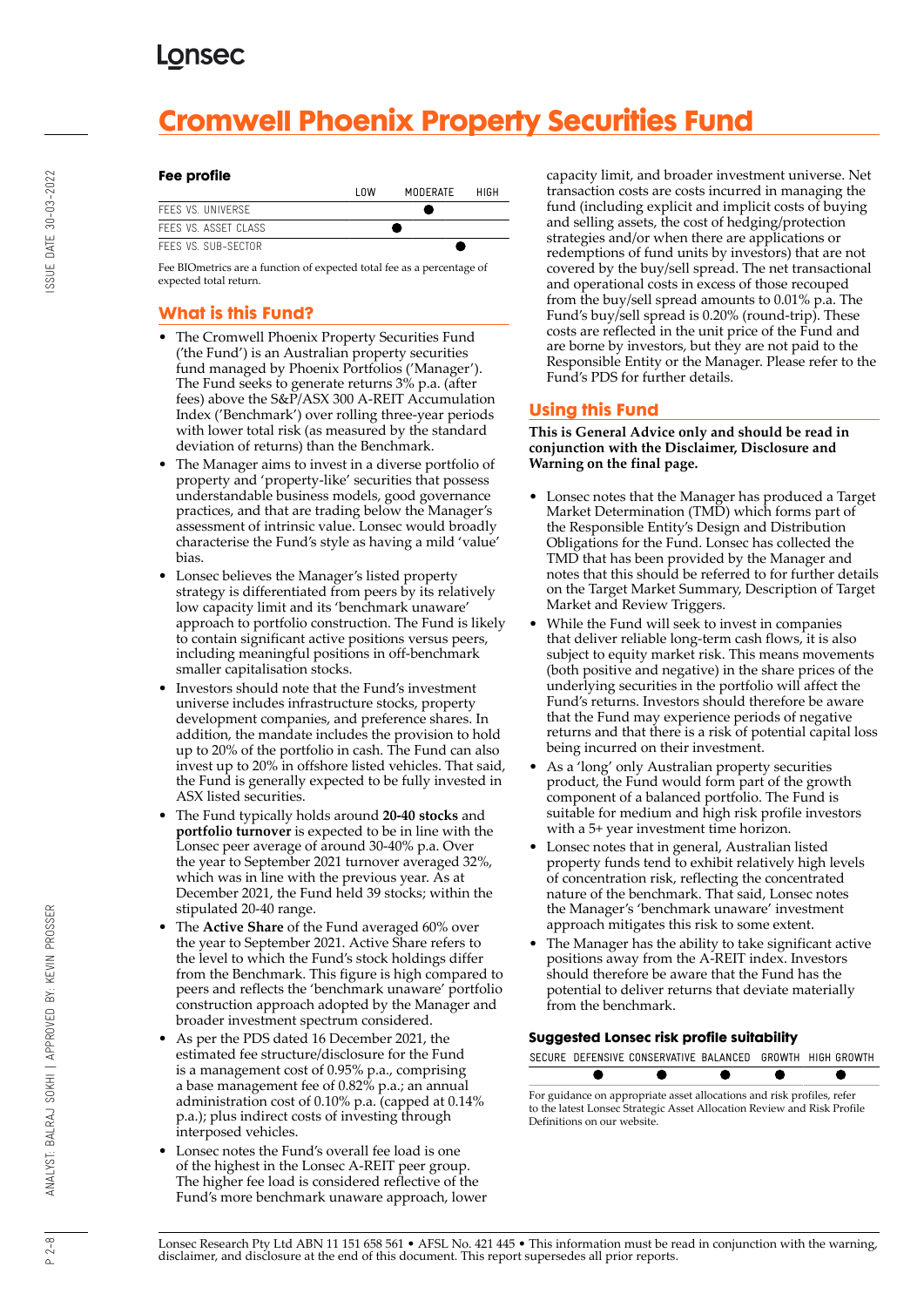# Cromwell Phoenix Property Securities Fund

### Fee profile

| | LOW | MODERATE | HIGH |
|---|---|---|---|
| FEES VS. UNIVERSE | | ● | |
| FEES VS. ASSET CLASS | | ● | |
| FEES VS. SUB-SECTOR | | | ● |

Fee BIOmetrics are a function of expected total fee as a percentage of expected total return.

## What is this Fund?

- The Cromwell Phoenix Property Securities Fund ('the Fund') is an Australian property securities fund managed by Phoenix Portfolios ('Manager'). The Fund seeks to generate returns 3% p.a. (after fees) above the S&P/ASX 300 A-REIT Accumulation Index ('Benchmark') over rolling three-year periods with lower total risk (as measured by the standard deviation of returns) than the Benchmark.
- The Manager aims to invest in a diverse portfolio of property and 'property-like' securities that possess understandable business models, good governance practices, and that are trading below the Manager's assessment of intrinsic value. Lonsec would broadly characterise the Fund's style as having a mild 'value' bias.
- Lonsec believes the Manager's listed property strategy is differentiated from peers by its relatively low capacity limit and its 'benchmark unaware' approach to portfolio construction. The Fund is likely to contain significant active positions versus peers, including meaningful positions in off-benchmark smaller capitalisation stocks.
- Investors should note that the Fund's investment universe includes infrastructure stocks, property development companies, and preference shares. In addition, the mandate includes the provision to hold up to 20% of the portfolio in cash. The Fund can also invest up to 20% in offshore listed vehicles. That said, the Fund is generally expected to be fully invested in ASX listed securities.
- The Fund typically holds around **20-40 stocks** and **portfolio turnover** is expected to be in line with the Lonsec peer average of around 30-40% p.a. Over the year to September 2021 turnover averaged 32%, which was in line with the previous year. As at December 2021, the Fund held 39 stocks; within the stipulated 20-40 range.
- The **Active Share** of the Fund averaged 60% over the year to September 2021. Active Share refers to the level to which the Fund's stock holdings differ from the Benchmark. This figure is high compared to peers and reflects the 'benchmark unaware' portfolio construction approach adopted by the Manager and broader investment spectrum considered.
- As per the PDS dated 16 December 2021, the estimated fee structure/disclosure for the Fund is a management cost of 0.95% p.a., comprising a base management fee of 0.82% p.a.; an annual administration cost of 0.10% p.a. (capped at 0.14% p.a.); plus indirect costs of investing through interposed vehicles.
- Lonsec notes the Fund's overall fee load is one of the highest in the Lonsec A-REIT peer group. The higher fee load is considered reflective of the Fund's more benchmark unaware approach, lower capacity limit, and broader investment universe. Net transaction costs are costs incurred in managing the fund (including explicit and implicit costs of buying and selling assets, the cost of hedging/protection strategies and/or when there are applications or redemptions of fund units by investors) that are not covered by the buy/sell spread. The net transactional and operational costs in excess of those recouped from the buy/sell spread amounts to 0.01% p.a. The Fund's buy/sell spread is 0.20% (round-trip). These costs are reflected in the unit price of the Fund and are borne by investors, but they are not paid to the Responsible Entity or the Manager. Please refer to the Fund's PDS for further details.

## Using this Fund

**This is General Advice only and should be read in conjunction with the Disclaimer, Disclosure and Warning on the final page.**

- Lonsec notes that the Manager has produced a Target Market Determination (TMD) which forms part of the Responsible Entity's Design and Distribution Obligations for the Fund. Lonsec has collected the TMD that has been provided by the Manager and notes that this should be referred to for further details on the Target Market Summary, Description of Target Market and Review Triggers.
- While the Fund will seek to invest in companies that deliver reliable long-term cash flows, it is also subject to equity market risk. This means movements (both positive and negative) in the share prices of the underlying securities in the portfolio will affect the Fund's returns. Investors should therefore be aware that the Fund may experience periods of negative returns and that there is a risk of potential capital loss being incurred on their investment.
- As a 'long' only Australian property securities product, the Fund would form part of the growth component of a balanced portfolio. The Fund is suitable for medium and high risk profile investors with a 5+ year investment time horizon.
- Lonsec notes that in general, Australian listed property funds tend to exhibit relatively high levels of concentration risk, reflecting the concentrated nature of the benchmark. That said, Lonsec notes the Manager's 'benchmark unaware' investment approach mitigates this risk to some extent.
- The Manager has the ability to take significant active positions away from the A-REIT index. Investors should therefore be aware that the Fund has the potential to deliver returns that deviate materially from the benchmark.

### Suggested Lonsec risk profile suitability

| SECURE | DEFENSIVE | CONSERVATIVE | BALANCED | GROWTH | HIGH GROWTH |
|---|---|---|---|---|---|
| | ● | ● | ● | ● | ● |

For guidance on appropriate asset allocations and risk profiles, refer to the latest Lonsec Strategic Asset Allocation Review and Risk Profile Definitions on our website.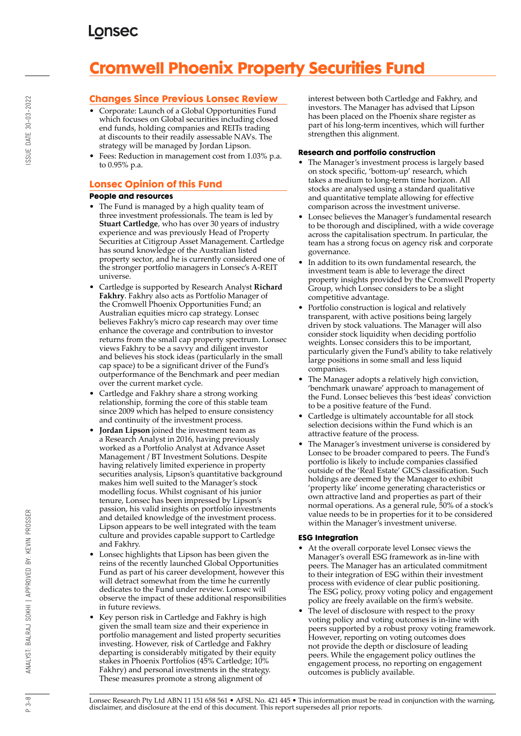# Cromwell Phoenix Property Securities Fund

## Changes Since Previous Lonsec Review

- Corporate: Launch of a Global Opportunities Fund which focuses on Global securities including closed end funds, holding companies and REITs trading at discounts to their readily assessable NAVs. The strategy will be managed by Jordan Lipson.
- Fees: Reduction in management cost from 1.03% p.a. to 0.95% p.a.

## Lonsec Opinion of this Fund

### People and resources

- The Fund is managed by a high quality team of three investment professionals. The team is led by **Stuart Cartledge**, who has over 30 years of industry experience and was previously Head of Property Securities at Citigroup Asset Management. Cartledge has sound knowledge of the Australian listed property sector, and he is currently considered one of the stronger portfolio managers in Lonsec's A-REIT universe.
- Cartledge is supported by Research Analyst **Richard Fakhry**. Fakhry also acts as Portfolio Manager of the Cromwell Phoenix Opportunities Fund; an Australian equities micro cap strategy. Lonsec believes Fakhry's micro cap research may over time enhance the coverage and contribution to investor returns from the small cap property spectrum. Lonsec views Fakhry to be a savvy and diligent investor and believes his stock ideas (particularly in the small cap space) to be a significant driver of the Fund's outperformance of the Benchmark and peer median over the current market cycle.
- Cartledge and Fakhry share a strong working relationship, forming the core of this stable team since 2009 which has helped to ensure consistency and continuity of the investment process.
- **Jordan Lipson** joined the investment team as a Research Analyst in 2016, having previously worked as a Portfolio Analyst at Advance Asset Management / BT Investment Solutions. Despite having relatively limited experience in property securities analysis, Lipson's quantitative background makes him well suited to the Manager's stock modelling focus. Whilst cognisant of his junior tenure, Lonsec has been impressed by Lipson's passion, his valid insights on portfolio investments and detailed knowledge of the investment process. Lipson appears to be well integrated with the team culture and provides capable support to Cartledge and Fakhry.
- Lonsec highlights that Lipson has been given the reins of the recently launched Global Opportunities Fund as part of his career development, however this will detract somewhat from the time he currently dedicates to the Fund under review. Lonsec will observe the impact of these additional responsibilities in future reviews.
- Key person risk in Cartledge and Fakhry is high given the small team size and their experience in portfolio management and listed property securities investing. However, risk of Cartledge and Fakhry departing is considerably mitigated by their equity stakes in Phoenix Portfolios (45% Cartledge; 10% Fakhry) and personal investments in the strategy. These measures promote a strong alignment of interest between both Cartledge and Fakhry, and investors. The Manager has advised that Lipson has been placed on the Phoenix share register as part of his long-term incentives, which will further strengthen this alignment.

### Research and portfolio construction

- The Manager's investment process is largely based on stock specific, 'bottom-up' research, which takes a medium to long-term time horizon. All stocks are analysed using a standard qualitative and quantitative template allowing for effective comparison across the investment universe.
- Lonsec believes the Manager's fundamental research to be thorough and disciplined, with a wide coverage across the capitalisation spectrum. In particular, the team has a strong focus on agency risk and corporate governance.
- In addition to its own fundamental research, the investment team is able to leverage the direct property insights provided by the Cromwell Property Group, which Lonsec considers to be a slight competitive advantage.
- Portfolio construction is logical and relatively transparent, with active positions being largely driven by stock valuations. The Manager will also consider stock liquidity when deciding portfolio weights. Lonsec considers this to be important, particularly given the Fund's ability to take relatively large positions in some small and less liquid companies.
- The Manager adopts a relatively high conviction, 'benchmark unaware' approach to management of the Fund. Lonsec believes this 'best ideas' conviction to be a positive feature of the Fund.
- Cartledge is ultimately accountable for all stock selection decisions within the Fund which is an attractive feature of the process.
- The Manager's investment universe is considered by Lonsec to be broader compared to peers. The Fund's portfolio is likely to include companies classified outside of the 'Real Estate' GICS classification. Such holdings are deemed by the Manager to exhibit 'property like' income generating characteristics or own attractive land and properties as part of their normal operations. As a general rule, 50% of a stock's value needs to be in properties for it to be considered within the Manager's investment universe.

### ESG Integration

- At the overall corporate level Lonsec views the Manager's overall ESG framework as in-line with peers. The Manager has an articulated commitment to their integration of ESG within their investment process with evidence of clear public positioning. The ESG policy, proxy voting policy and engagement policy are freely available on the firm's website.
- The level of disclosure with respect to the proxy voting policy and voting outcomes is in-line with peers supported by a robust proxy voting framework. However, reporting on voting outcomes does not provide the depth or disclosure of leading peers. While the engagement policy outlines the engagement process, no reporting on engagement outcomes is publicly available.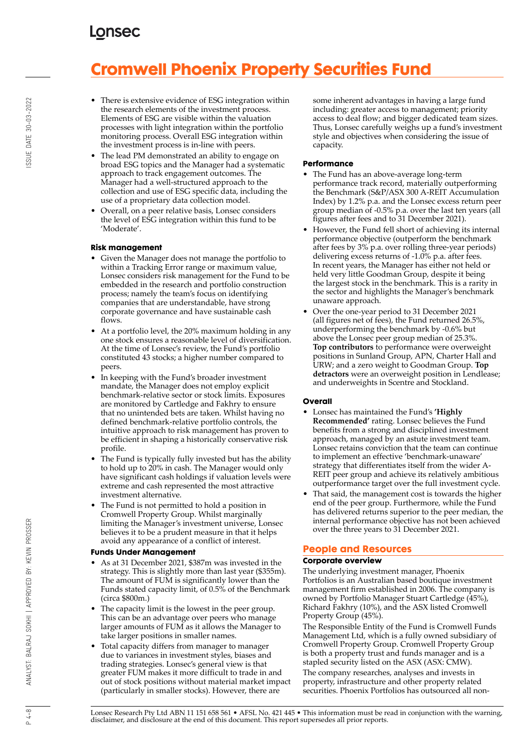# Cromwell Phoenix Property Securities Fund

- There is extensive evidence of ESG integration within the research elements of the investment process. Elements of ESG are visible within the valuation processes with light integration within the portfolio monitoring process. Overall ESG integration within the investment process is in-line with peers.
- The lead PM demonstrated an ability to engage on broad ESG topics and the Manager had a systematic approach to track engagement outcomes. The Manager had a well-structured approach to the collection and use of ESG specific data, including the use of a proprietary data collection model.
- Overall, on a peer relative basis, Lonsec considers the level of ESG integration within this fund to be 'Moderate'.

### Risk management

- Given the Manager does not manage the portfolio to within a Tracking Error range or maximum value, Lonsec considers risk management for the Fund to be embedded in the research and portfolio construction process; namely the team's focus on identifying companies that are understandable, have strong corporate governance and have sustainable cash flows.
- At a portfolio level, the 20% maximum holding in any one stock ensures a reasonable level of diversification. At the time of Lonsec's review, the Fund's portfolio constituted 43 stocks; a higher number compared to peers.
- In keeping with the Fund's broader investment mandate, the Manager does not employ explicit benchmark-relative sector or stock limits. Exposures are monitored by Cartledge and Fakhry to ensure that no unintended bets are taken. Whilst having no defined benchmark-relative portfolio controls, the intuitive approach to risk management has proven to be efficient in shaping a historically conservative risk profile.
- The Fund is typically fully invested but has the ability to hold up to 20% in cash. The Manager would only have significant cash holdings if valuation levels were extreme and cash represented the most attractive investment alternative.
- The Fund is not permitted to hold a position in Cromwell Property Group. Whilst marginally limiting the Manager's investment universe, Lonsec believes it to be a prudent measure in that it helps avoid any appearance of a conflict of interest.

### Funds Under Management

- As at 31 December 2021, \$387m was invested in the strategy. This is slightly more than last year (\$355m). The amount of FUM is significantly lower than the Funds stated capacity limit, of 0.5% of the Benchmark (circa \$800m.)
- The capacity limit is the lowest in the peer group. This can be an advantage over peers who manage larger amounts of FUM as it allows the Manager to take larger positions in smaller names.
- Total capacity differs from manager to manager due to variances in investment styles, biases and trading strategies. Lonsec's general view is that greater FUM makes it more difficult to trade in and out of stock positions without material market impact (particularly in smaller stocks). However, there are some inherent advantages in having a large fund including: greater access to management; priority access to deal flow; and bigger dedicated team sizes. Thus, Lonsec carefully weighs up a fund's investment style and objectives when considering the issue of capacity.

### Performance

- The Fund has an above-average long-term performance track record, materially outperforming the Benchmark (S&P/ASX 300 A-REIT Accumulation Index) by 1.2% p.a. and the Lonsec excess return peer group median of -0.5% p.a. over the last ten years (all figures after fees and to 31 December 2021).
- However, the Fund fell short of achieving its internal performance objective (outperform the benchmark after fees by 3% p.a. over rolling three-year periods) delivering excess returns of -1.0% p.a. after fees. In recent years, the Manager has either not held or held very little Goodman Group, despite it being the largest stock in the benchmark. This is a rarity in the sector and highlights the Manager's benchmark unaware approach.
- Over the one-year period to 31 December 2021 (all figures net of fees), the Fund returned 26.5%, underperforming the benchmark by -0.6% but above the Lonsec peer group median of 25.3%. **Top contributors** to performance were overweight positions in Sunland Group, APN, Charter Hall and URW; and a zero weight to Goodman Group. **Top detractors** were an overweight position in Lendlease; and underweights in Scentre and Stockland.

### Overall

- Lonsec has maintained the Fund's **'Highly Recommended'** rating. Lonsec believes the Fund benefits from a strong and disciplined investment approach, managed by an astute investment team. Lonsec retains conviction that the team can continue to implement an effective 'benchmark-unaware' strategy that differentiates itself from the wider A-REIT peer group and achieve its relatively ambitious outperformance target over the full investment cycle.
- That said, the management cost is towards the higher end of the peer group. Furthermore, while the Fund has delivered returns superior to the peer median, the internal performance objective has not been achieved over the three years to 31 December 2021.

## People and Resources

### Corporate overview

The underlying investment manager, Phoenix Portfolios is an Australian based boutique investment management firm established in 2006. The company is owned by Portfolio Manager Stuart Cartledge (45%), Richard Fakhry (10%), and the ASX listed Cromwell Property Group (45%).

The Responsible Entity of the Fund is Cromwell Funds Management Ltd, which is a fully owned subsidiary of Cromwell Property Group. Cromwell Property Group is both a property trust and funds manager and is a stapled security listed on the ASX (ASX: CMW).

The company researches, analyses and invests in property, infrastructure and other property related securities. Phoenix Portfolios has outsourced all non-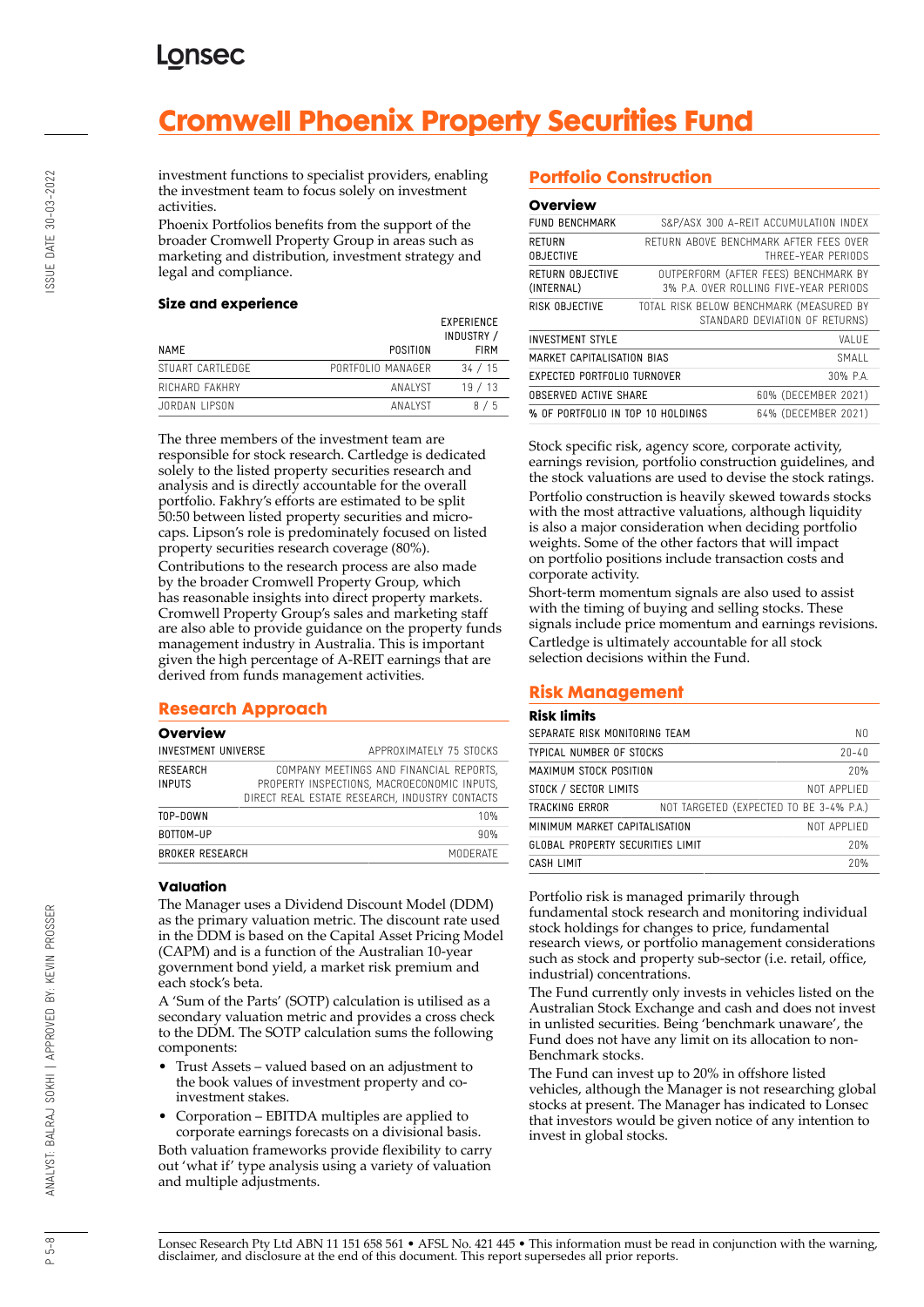# Cromwell Phoenix Property Securities Fund

investment functions to specialist providers, enabling the investment team to focus solely on investment activities.

Phoenix Portfolios benefits from the support of the broader Cromwell Property Group in areas such as marketing and distribution, investment strategy and legal and compliance.

### Size and experience

| NAME | POSITION | EXPERIENCE INDUSTRY / FIRM |
|---|---|---|
| STUART CARTLEDGE | PORTFOLIO MANAGER | 34 / 15 |
| RICHARD FAKHRY | ANALYST | 19 / 13 |
| JORDAN LIPSON | ANALYST | 8 / 5 |

The three members of the investment team are responsible for stock research. Cartledge is dedicated solely to the listed property securities research and analysis and is directly accountable for the overall portfolio. Fakhry's efforts are estimated to be split 50:50 between listed property securities and micro-caps. Lipson's role is predominately focused on listed property securities research coverage (80%).

Contributions to the research process are also made by the broader Cromwell Property Group, which has reasonable insights into direct property markets. Cromwell Property Group's sales and marketing staff are also able to provide guidance on the property funds management industry in Australia. This is important given the high percentage of A-REIT earnings that are derived from funds management activities.

## Research Approach

### Overview

| | |
|---|---|
| INVESTMENT UNIVERSE | APPROXIMATELY 75 STOCKS |
| RESEARCH INPUTS | COMPANY MEETINGS AND FINANCIAL REPORTS, PROPERTY INSPECTIONS, MACROECONOMIC INPUTS, DIRECT REAL ESTATE RESEARCH, INDUSTRY CONTACTS |
| TOP-DOWN | 10% |
| BOTTOM-UP | 90% |
| BROKER RESEARCH | MODERATE |

### Valuation

The Manager uses a Dividend Discount Model (DDM) as the primary valuation metric. The discount rate used in the DDM is based on the Capital Asset Pricing Model (CAPM) and is a function of the Australian 10-year government bond yield, a market risk premium and each stock's beta.

A 'Sum of the Parts' (SOTP) calculation is utilised as a secondary valuation metric and provides a cross check to the DDM. The SOTP calculation sums the following components:

- Trust Assets – valued based on an adjustment to the book values of investment property and co-investment stakes.
- Corporation – EBITDA multiples are applied to corporate earnings forecasts on a divisional basis.

Both valuation frameworks provide flexibility to carry out 'what if' type analysis using a variety of valuation and multiple adjustments.

## Portfolio Construction

### Overview

| | |
|---|---|
| FUND BENCHMARK | S&P/ASX 300 A-REIT ACCUMULATION INDEX |
| RETURN OBJECTIVE | RETURN ABOVE BENCHMARK AFTER FEES OVER THREE-YEAR PERIODS |
| RETURN OBJECTIVE (INTERNAL) | OUTPERFORM (AFTER FEES) BENCHMARK BY 3% P.A. OVER ROLLING FIVE-YEAR PERIODS |
| RISK OBJECTIVE | TOTAL RISK BELOW BENCHMARK (MEASURED BY STANDARD DEVIATION OF RETURNS) |
| INVESTMENT STYLE | VALUE |
| MARKET CAPITALISATION BIAS | SMALL |
| EXPECTED PORTFOLIO TURNOVER | 30% P.A. |
| OBSERVED ACTIVE SHARE | 60% (DECEMBER 2021) |
| % OF PORTFOLIO IN TOP 10 HOLDINGS | 64% (DECEMBER 2021) |

Stock specific risk, agency score, corporate activity, earnings revision, portfolio construction guidelines, and the stock valuations are used to devise the stock ratings.

Portfolio construction is heavily skewed towards stocks with the most attractive valuations, although liquidity is also a major consideration when deciding portfolio weights. Some of the other factors that will impact on portfolio positions include transaction costs and corporate activity.

Short-term momentum signals are also used to assist with the timing of buying and selling stocks. These signals include price momentum and earnings revisions.

Cartledge is ultimately accountable for all stock selection decisions within the Fund.

## Risk Management

### Risk limits

| | |
|---|---|
| SEPARATE RISK MONITORING TEAM | NO |
| TYPICAL NUMBER OF STOCKS | 20-40 |
| MAXIMUM STOCK POSITION | 20% |
| STOCK / SECTOR LIMITS | NOT APPLIED |
| TRACKING ERROR | NOT TARGETED (EXPECTED TO BE 3-4% P.A.) |
| MINIMUM MARKET CAPITALISATION | NOT APPLIED |
| GLOBAL PROPERTY SECURITIES LIMIT | 20% |
| CASH LIMIT | 20% |

Portfolio risk is managed primarily through fundamental stock research and monitoring individual stock holdings for changes to price, fundamental research views, or portfolio management considerations such as stock and property sub-sector (i.e. retail, office, industrial) concentrations.

The Fund currently only invests in vehicles listed on the Australian Stock Exchange and cash and does not invest in unlisted securities. Being 'benchmark unaware', the Fund does not have any limit on its allocation to non-Benchmark stocks.

The Fund can invest up to 20% in offshore listed vehicles, although the Manager is not researching global stocks at present. The Manager has indicated to Lonsec that investors would be given notice of any intention to invest in global stocks.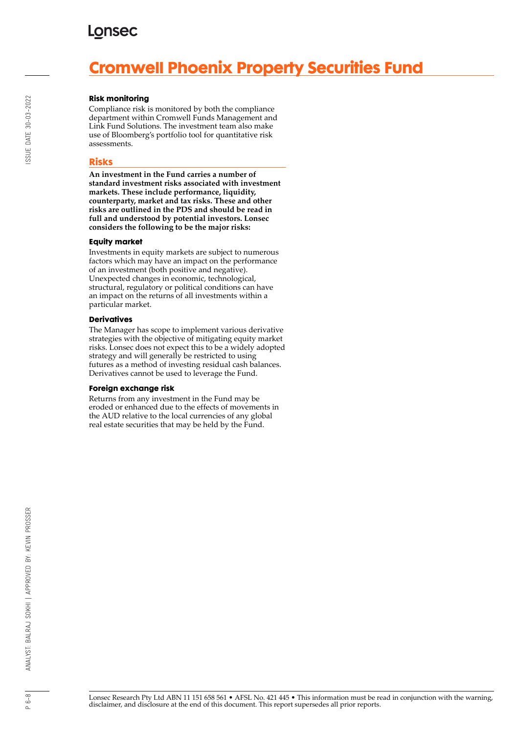# Cromwell Phoenix Property Securities Fund

### Risk monitoring

Compliance risk is monitored by both the compliance department within Cromwell Funds Management and Link Fund Solutions. The investment team also make use of Bloomberg's portfolio tool for quantitative risk assessments.

## Risks

**An investment in the Fund carries a number of standard investment risks associated with investment markets. These include performance, liquidity, counterparty, market and tax risks. These and other risks are outlined in the PDS and should be read in full and understood by potential investors. Lonsec considers the following to be the major risks:**

### Equity market

Investments in equity markets are subject to numerous factors which may have an impact on the performance of an investment (both positive and negative). Unexpected changes in economic, technological, structural, regulatory or political conditions can have an impact on the returns of all investments within a particular market.

### Derivatives

The Manager has scope to implement various derivative strategies with the objective of mitigating equity market risks. Lonsec does not expect this to be a widely adopted strategy and will generally be restricted to using futures as a method of investing residual cash balances. Derivatives cannot be used to leverage the Fund.

### Foreign exchange risk

Returns from any investment in the Fund may be eroded or enhanced due to the effects of movements in the AUD relative to the local currencies of any global real estate securities that may be held by the Fund.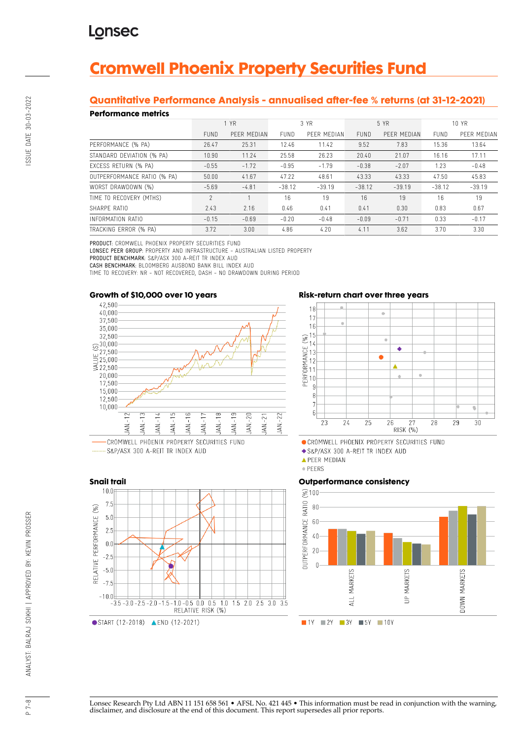Lonsec

# Cromwell Phoenix Property Securities Fund

## Quantitative Performance Analysis - annualised after-fee % returns (at 31-12-2021)

### Performance metrics

| | 1 YR | | 3 YR | | 5 YR | | 10 YR | |
|---|---|---|---|---|---|---|---|---|
| | FUND | PEER MEDIAN | FUND | PEER MEDIAN | FUND | PEER MEDIAN | FUND | PEER MEDIAN |
| PERFORMANCE (% PA) | 26.47 | 25.31 | 12.46 | 11.42 | 9.52 | 7.83 | 15.36 | 13.64 |
| STANDARD DEVIATION (% PA) | 10.90 | 11.24 | 25.58 | 26.23 | 20.40 | 21.07 | 16.16 | 17.11 |
| EXCESS RETURN (% PA) | -0.55 | -1.72 | -0.95 | -1.79 | -0.38 | -2.07 | 1.23 | -0.48 |
| OUTPERFORMANCE RATIO (% PA) | 50.00 | 41.67 | 47.22 | 48.61 | 43.33 | 43.33 | 47.50 | 45.83 |
| WORST DRAWDOWN (%) | -5.69 | -4.81 | -38.12 | -39.19 | -38.12 | -39.19 | -38.12 | -39.19 |
| TIME TO RECOVERY (MTHS) | 2 | 1 | 16 | 19 | 16 | 19 | 16 | 19 |
| SHARPE RATIO | 2.43 | 2.16 | 0.46 | 0.41 | 0.41 | 0.30 | 0.83 | 0.67 |
| INFORMATION RATIO | -0.15 | -0.69 | -0.20 | -0.48 | -0.09 | -0.71 | 0.33 | -0.17 |
| TRACKING ERROR (% PA) | 3.72 | 3.00 | 4.86 | 4.20 | 4.11 | 3.62 | 3.70 | 3.30 |

**PRODUCT:** CROMWELL PHOENIX PROPERTY SECURITIES FUND
**LONSEC PEER GROUP:** PROPERTY AND INFRASTRUCTURE - AUSTRALIAN LISTED PROPERTY
**PRODUCT BENCHMARK:** S&P/ASX 300 A-REIT TR INDEX AUD
**CASH BENCHMARK:** BLOOMBERG AUSBOND BANK BILL INDEX AUD
TIME TO RECOVERY: NR - NOT RECOVERED, DASH - NO DRAWDOWN DURING PERIOD

### Growth of $10,000 over 10 years

CROMWELL PHOENIX PROPERTY SECURITIES FUND
S&P/ASX 300 A-REIT TR INDEX AUD

### Risk-return chart over three years

CROMWELL PHOENIX PROPERTY SECURITIES FUND
S&P/ASX 300 A-REIT TR INDEX AUD
PEER MEDIAN
PEERS

### Snail trail

START (12-2018) END (12-2021)

### Outperformance consistency

1Y 2Y 3Y 5Y 10Y

Lonsec Research Pty Ltd ABN 11 151 658 561 • AFSL No. 421 445 • This information must be read in conjunction with the warning, disclaimer, and disclosure at the end of this document. This report supersedes all prior reports.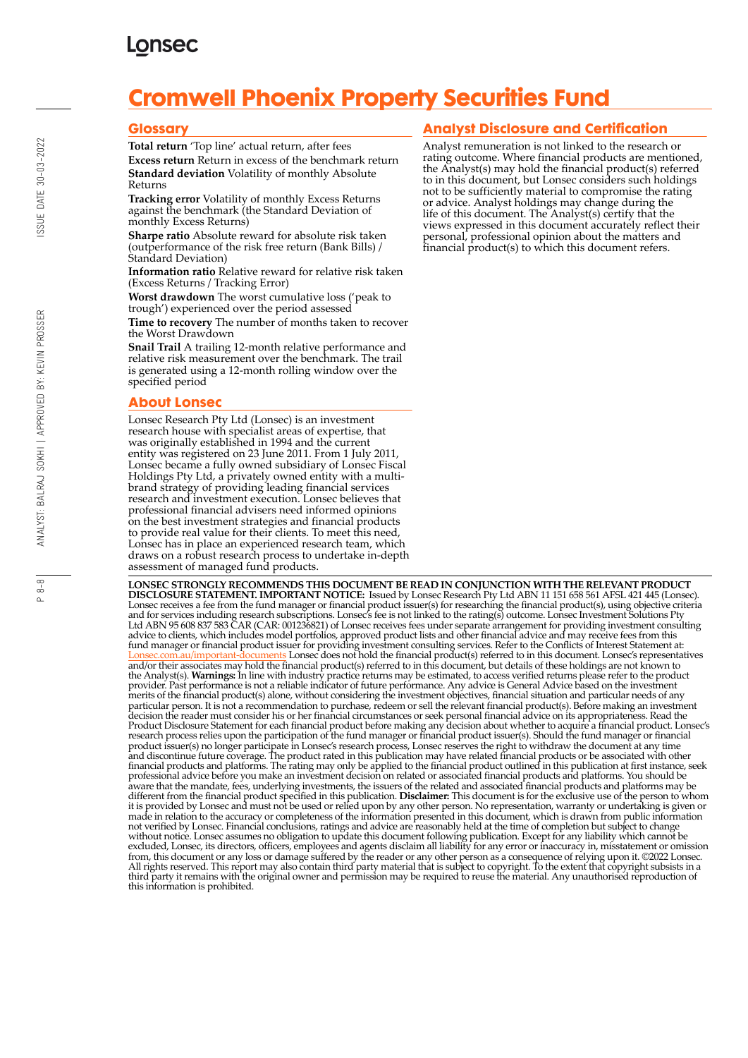# Cromwell Phoenix Property Securities Fund

## Glossary

**Total return** 'Top line' actual return, after fees

**Excess return** Return in excess of the benchmark return

**Standard deviation** Volatility of monthly Absolute Returns

**Tracking error** Volatility of monthly Excess Returns against the benchmark (the Standard Deviation of monthly Excess Returns)

**Sharpe ratio** Absolute reward for absolute risk taken (outperformance of the risk free return (Bank Bills) / Standard Deviation)

**Information ratio** Relative reward for relative risk taken (Excess Returns / Tracking Error)

**Worst drawdown** The worst cumulative loss ('peak to trough') experienced over the period assessed

**Time to recovery** The number of months taken to recover the Worst Drawdown

**Snail Trail** A trailing 12-month relative performance and relative risk measurement over the benchmark. The trail is generated using a 12-month rolling window over the specified period

## About Lonsec

Lonsec Research Pty Ltd (Lonsec) is an investment research house with specialist areas of expertise, that was originally established in 1994 and the current entity was registered on 23 June 2011. From 1 July 2011, Lonsec became a fully owned subsidiary of Lonsec Fiscal Holdings Pty Ltd, a privately owned entity with a multi-brand strategy of providing leading financial services research and investment execution. Lonsec believes that professional financial advisers need informed opinions on the best investment strategies and financial products to provide real value for their clients. To meet this need, Lonsec has in place an experienced research team, which draws on a robust research process to undertake in-depth assessment of managed fund products.

## Analyst Disclosure and Certification

Analyst remuneration is not linked to the research or rating outcome. Where financial products are mentioned, the Analyst(s) may hold the financial product(s) referred to in this document, but Lonsec considers such holdings not to be sufficiently material to compromise the rating or advice. Analyst holdings may change during the life of this document. The Analyst(s) certify that the views expressed in this document accurately reflect their personal, professional opinion about the matters and financial product(s) to which this document refers.

**LONSEC STRONGLY RECOMMENDS THIS DOCUMENT BE READ IN CONJUNCTION WITH THE RELEVANT PRODUCT DISCLOSURE STATEMENT. IMPORTANT NOTICE:** Issued by Lonsec Research Pty Ltd ABN 11 151 658 561 AFSL 421 445 (Lonsec). Lonsec receives a fee from the fund manager or financial product issuer(s) for researching the financial product(s), using objective criteria and for services including research subscriptions. Lonsec's fee is not linked to the rating(s) outcome. Lonsec Investment Solutions Pty Ltd ABN 95 608 837 583 CAR (CAR: 001236821) of Lonsec receives fees under separate arrangement for providing investment consulting advice to clients, which includes model portfolios, approved product lists and other financial advice and may receive fees from this fund manager or financial product issuer for providing investment consulting services. Refer to the Conflicts of Interest Statement at: Lonsec.com.au/important-documents Lonsec does not hold the financial product(s) referred to in this document. Lonsec's representatives and/or their associates may hold the financial product(s) referred to in this document, but details of these holdings are not known to the Analyst(s). **Warnings:** In line with industry practice returns may be estimated, to access verified returns please refer to the product provider. Past performance is not a reliable indicator of future performance. Any advice is General Advice based on the investment merits of the financial product(s) alone, without considering the investment objectives, financial situation and particular needs of any particular person. It is not a recommendation to purchase, redeem or sell the relevant financial product(s). Before making an investment decision the reader must consider his or her financial circumstances or seek personal financial advice on its appropriateness. Read the Product Disclosure Statement for each financial product before making any decision about whether to acquire a financial product. Lonsec's research process relies upon the participation of the fund manager or financial product issuer(s). Should the fund manager or financial product issuer(s) no longer participate in Lonsec's research process, Lonsec reserves the right to withdraw the document at any time and discontinue future coverage. The product rated in this publication may have related financial products or be associated with other financial products and platforms. The rating may only be applied to the financial product outlined in this publication at first instance, seek professional advice before you make an investment decision on related or associated financial products and platforms. You should be aware that the mandate, fees, underlying investments, the issuers of the related and associated financial products and platforms may be different from the financial product specified in this publication. **Disclaimer:** This document is for the exclusive use of the person to whom it is provided by Lonsec and must not be used or relied upon by any other person. No representation, warranty or undertaking is given or made in relation to the accuracy or completeness of the information presented in this document, which is drawn from public information not verified by Lonsec. Financial conclusions, ratings and advice are reasonably held at the time of completion but subject to change without notice. Lonsec assumes no obligation to update this document following publication. Except for any liability which cannot be excluded, Lonsec, its directors, officers, employees and agents disclaim all liability for any error or inaccuracy in, misstatement or omission from, this document or any loss or damage suffered by the reader or any other person as a consequence of relying upon it. ©2022 Lonsec. All rights reserved. This report may also contain third party material that is subject to copyright. To the extent that copyright subsists in a third party it remains with the original owner and permission may be required to reuse the material. Any unauthorised reproduction of this information is prohibited.